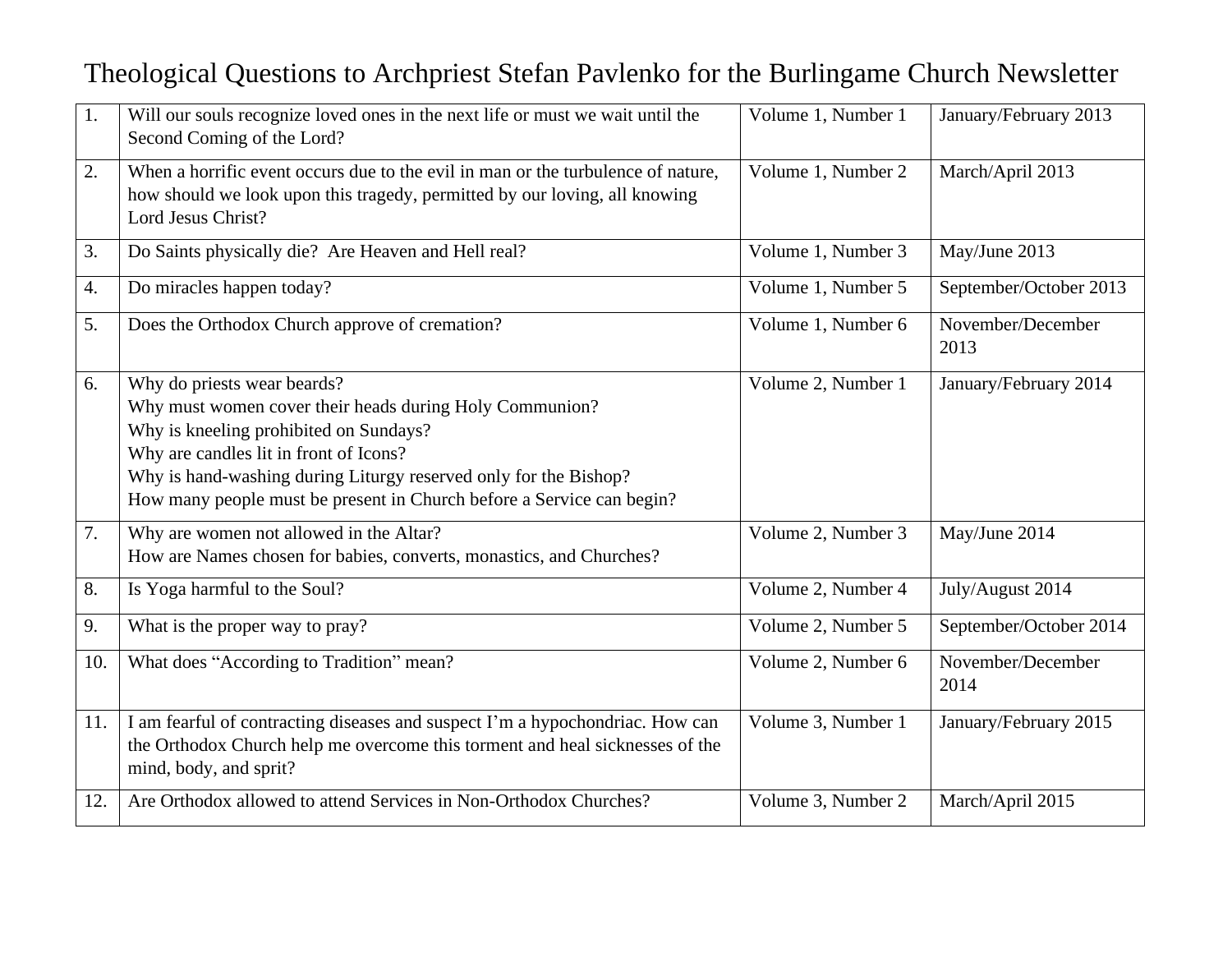# Theological Questions to Archpriest Stefan Pavlenko for the Burlingame Church Newsletter

| | | | |
|---|---|---|---|
| 1. | Will our souls recognize loved ones in the next life or must we wait until the Second Coming of the Lord? | Volume 1, Number 1 | January/February 2013 |
| 2. | When a horrific event occurs due to the evil in man or the turbulence of nature, how should we look upon this tragedy, permitted by our loving, all knowing Lord Jesus Christ? | Volume 1, Number 2 | March/April 2013 |
| 3. | Do Saints physically die? Are Heaven and Hell real? | Volume 1, Number 3 | May/June 2013 |
| 4. | Do miracles happen today? | Volume 1, Number 5 | September/October 2013 |
| 5. | Does the Orthodox Church approve of cremation? | Volume 1, Number 6 | November/December 2013 |
| 6. | Why do priests wear beards?<br>Why must women cover their heads during Holy Communion?<br>Why is kneeling prohibited on Sundays?<br>Why are candles lit in front of Icons?<br>Why is hand-washing during Liturgy reserved only for the Bishop?<br>How many people must be present in Church before a Service can begin? | Volume 2, Number 1 | January/February 2014 |
| 7. | Why are women not allowed in the Altar?<br>How are Names chosen for babies, converts, monastics, and Churches? | Volume 2, Number 3 | May/June 2014 |
| 8. | Is Yoga harmful to the Soul? | Volume 2, Number 4 | July/August 2014 |
| 9. | What is the proper way to pray? | Volume 2, Number 5 | September/October 2014 |
| 10. | What does "According to Tradition" mean? | Volume 2, Number 6 | November/December 2014 |
| 11. | I am fearful of contracting diseases and suspect I'm a hypochondriac. How can the Orthodox Church help me overcome this torment and heal sicknesses of the mind, body, and sprit? | Volume 3, Number 1 | January/February 2015 |
| 12. | Are Orthodox allowed to attend Services in Non-Orthodox Churches? | Volume 3, Number 2 | March/April 2015 |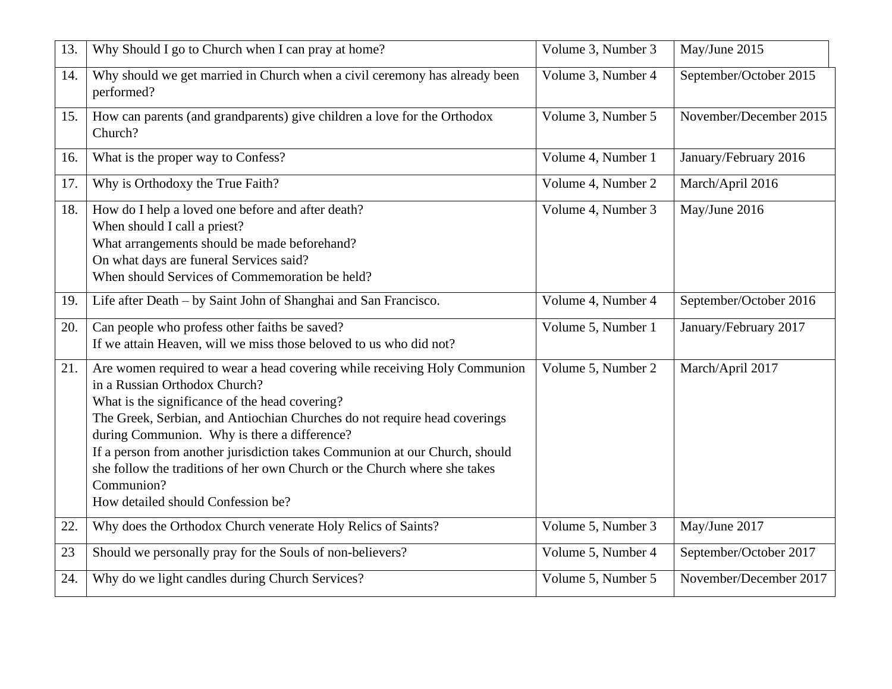| | | | |
|---|---|---|---|
| 13. | Why Should I go to Church when I can pray at home? | Volume 3, Number 3 | May/June 2015 |
| 14. | Why should we get married in Church when a civil ceremony has already been performed? | Volume 3, Number 4 | September/October 2015 |
| 15. | How can parents (and grandparents) give children a love for the Orthodox Church? | Volume 3, Number 5 | November/December 2015 |
| 16. | What is the proper way to Confess? | Volume 4, Number 1 | January/February 2016 |
| 17. | Why is Orthodoxy the True Faith? | Volume 4, Number 2 | March/April 2016 |
| 18. | How do I help a loved one before and after death?<br>When should I call a priest?<br>What arrangements should be made beforehand?<br>On what days are funeral Services said?<br>When should Services of Commemoration be held? | Volume 4, Number 3 | May/June 2016 |
| 19. | Life after Death – by Saint John of Shanghai and San Francisco. | Volume 4, Number 4 | September/October 2016 |
| 20. | Can people who profess other faiths be saved?<br>If we attain Heaven, will we miss those beloved to us who did not? | Volume 5, Number 1 | January/February 2017 |
| 21. | Are women required to wear a head covering while receiving Holy Communion in a Russian Orthodox Church?<br>What is the significance of the head covering?<br>The Greek, Serbian, and Antiochian Churches do not require head coverings during Communion. Why is there a difference?<br>If a person from another jurisdiction takes Communion at our Church, should she follow the traditions of her own Church or the Church where she takes Communion?<br>How detailed should Confession be? | Volume 5, Number 2 | March/April 2017 |
| 22. | Why does the Orthodox Church venerate Holy Relics of Saints? | Volume 5, Number 3 | May/June 2017 |
| 23 | Should we personally pray for the Souls of non-believers? | Volume 5, Number 4 | September/October 2017 |
| 24. | Why do we light candles during Church Services? | Volume 5, Number 5 | November/December 2017 |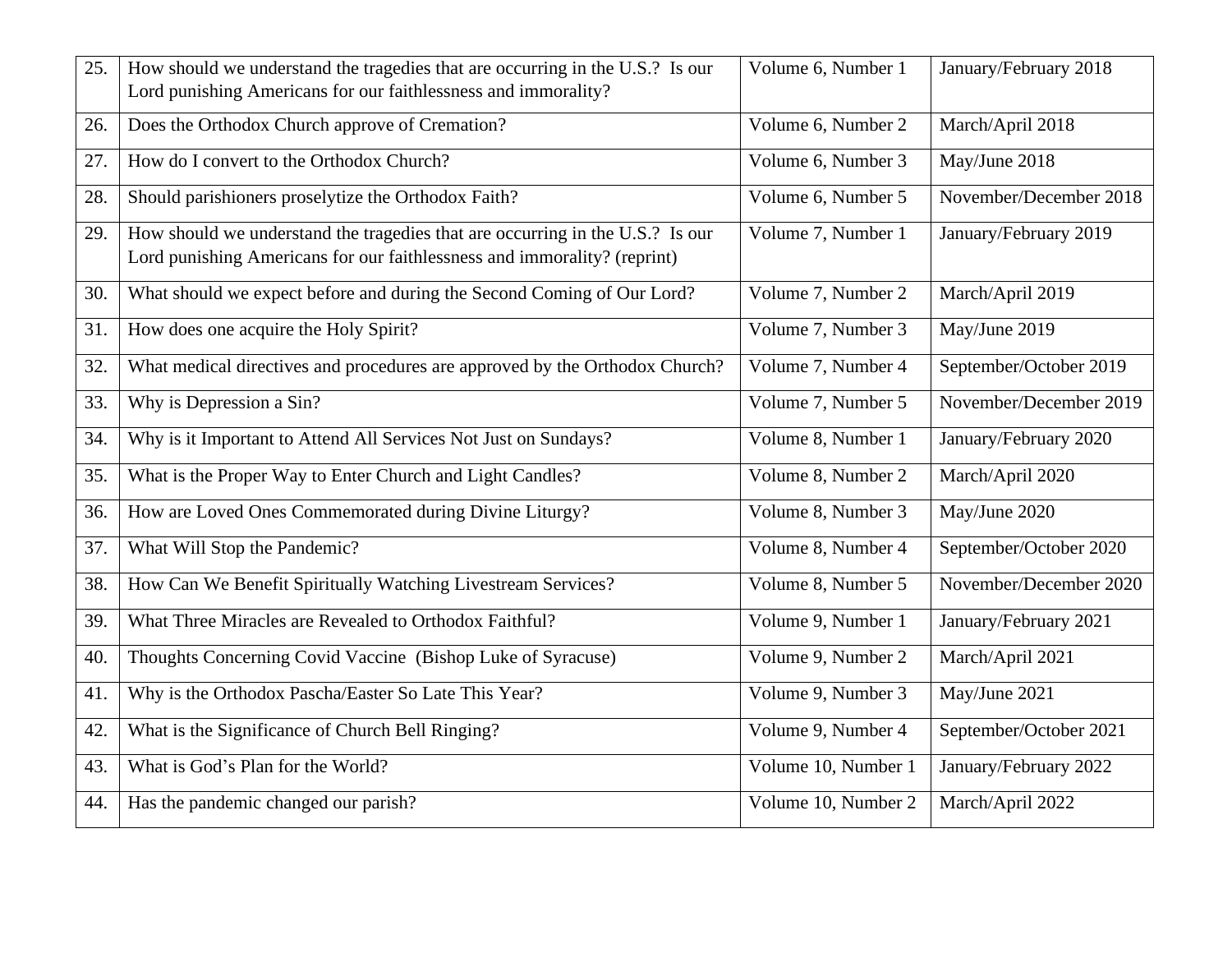| 25. | How should we understand the tragedies that are occurring in the U.S.? Is our Lord punishing Americans for our faithlessness and immorality? | Volume 6, Number 1 | January/February 2018 |
|---|---|---|---|
| 26. | Does the Orthodox Church approve of Cremation? | Volume 6, Number 2 | March/April 2018 |
| 27. | How do I convert to the Orthodox Church? | Volume 6, Number 3 | May/June 2018 |
| 28. | Should parishioners proselytize the Orthodox Faith? | Volume 6, Number 5 | November/December 2018 |
| 29. | How should we understand the tragedies that are occurring in the U.S.? Is our Lord punishing Americans for our faithlessness and immorality? (reprint) | Volume 7, Number 1 | January/February 2019 |
| 30. | What should we expect before and during the Second Coming of Our Lord? | Volume 7, Number 2 | March/April 2019 |
| 31. | How does one acquire the Holy Spirit? | Volume 7, Number 3 | May/June 2019 |
| 32. | What medical directives and procedures are approved by the Orthodox Church? | Volume 7, Number 4 | September/October 2019 |
| 33. | Why is Depression a Sin? | Volume 7, Number 5 | November/December 2019 |
| 34. | Why is it Important to Attend All Services Not Just on Sundays? | Volume 8, Number 1 | January/February 2020 |
| 35. | What is the Proper Way to Enter Church and Light Candles? | Volume 8, Number 2 | March/April 2020 |
| 36. | How are Loved Ones Commemorated during Divine Liturgy? | Volume 8, Number 3 | May/June 2020 |
| 37. | What Will Stop the Pandemic? | Volume 8, Number 4 | September/October 2020 |
| 38. | How Can We Benefit Spiritually Watching Livestream Services? | Volume 8, Number 5 | November/December 2020 |
| 39. | What Three Miracles are Revealed to Orthodox Faithful? | Volume 9, Number 1 | January/February 2021 |
| 40. | Thoughts Concerning Covid Vaccine (Bishop Luke of Syracuse) | Volume 9, Number 2 | March/April 2021 |
| 41. | Why is the Orthodox Pascha/Easter So Late This Year? | Volume 9, Number 3 | May/June 2021 |
| 42. | What is the Significance of Church Bell Ringing? | Volume 9, Number 4 | September/October 2021 |
| 43. | What is God's Plan for the World? | Volume 10, Number 1 | January/February 2022 |
| 44. | Has the pandemic changed our parish? | Volume 10, Number 2 | March/April 2022 |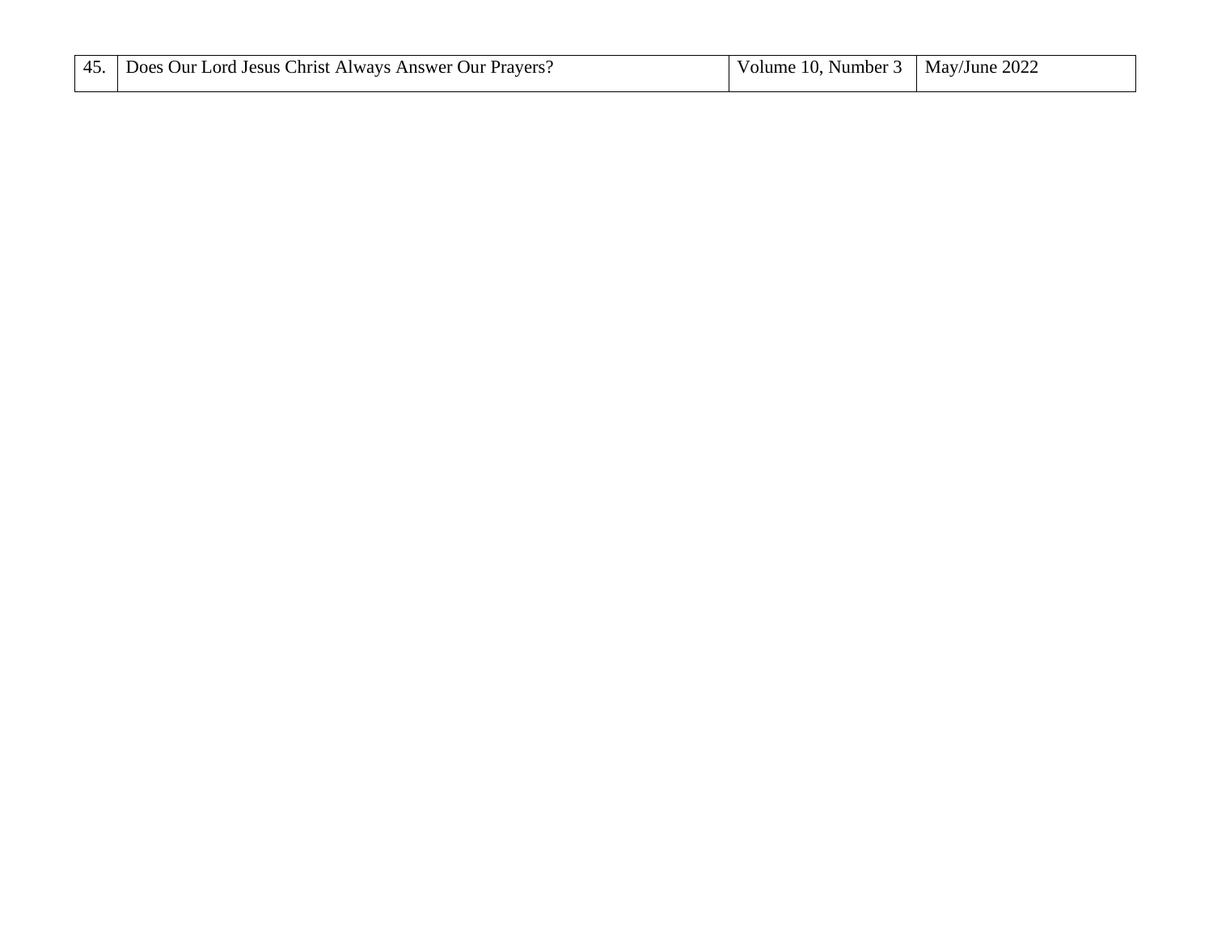| | | | |
|---|---|---|---|
| 45. | Does Our Lord Jesus Christ Always Answer Our Prayers? | Volume 10, Number 3 | May/June 2022 |